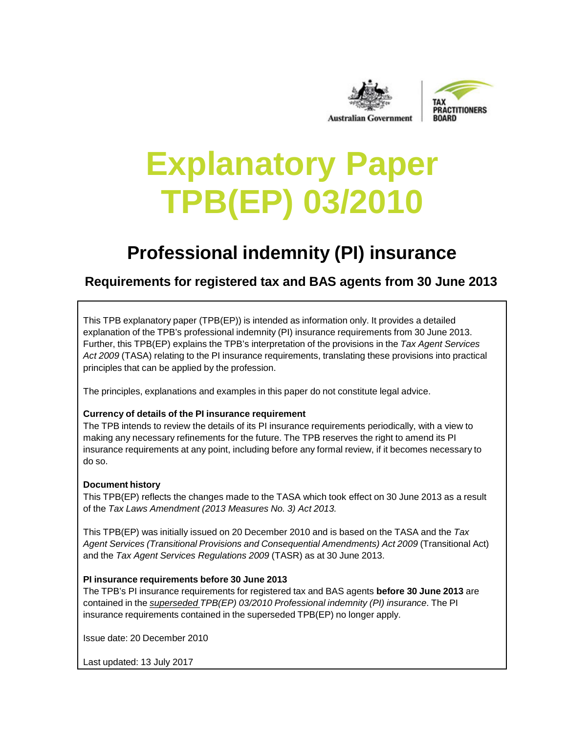Australian Government

TAX PRACTITIONERS BOARD

# Explanatory Paper TPB(EP) 03/2010

## Professional indemnity (PI) insurance

### Requirements for registered tax and BAS agents from 30 June 2013

This TPB explanatory paper (TPB(EP)) is intended as information only. It provides a detailed explanation of the TPB's professional indemnity (PI) insurance requirements from 30 June 2013. Further, this TPB(EP) explains the TPB's interpretation of the provisions in the *Tax Agent Services Act 2009* (TASA) relating to the PI insurance requirements, translating these provisions into practical principles that can be applied by the profession.

The principles, explanations and examples in this paper do not constitute legal advice.

**Currency of details of the PI insurance requirement**

The TPB intends to review the details of its PI insurance requirements periodically, with a view to making any necessary refinements for the future. The TPB reserves the right to amend its PI insurance requirements at any point, including before any formal review, if it becomes necessary to do so.

**Document history**

This TPB(EP) reflects the changes made to the TASA which took effect on 30 June 2013 as a result of the *Tax Laws Amendment (2013 Measures No. 3) Act 2013.*

This TPB(EP) was initially issued on 20 December 2010 and is based on the TASA and the *Tax Agent Services (Transitional Provisions and Consequential Amendments) Act 2009* (Transitional Act) and the *Tax Agent Services Regulations 2009* (TASR) as at 30 June 2013.

**PI insurance requirements before 30 June 2013**

The TPB's PI insurance requirements for registered tax and BAS agents **before 30 June 2013** are contained in the *superseded TPB(EP) 03/2010 Professional indemnity (PI) insurance*. The PI insurance requirements contained in the superseded TPB(EP) no longer apply.

Issue date: 20 December 2010

Last updated: 13 July 2017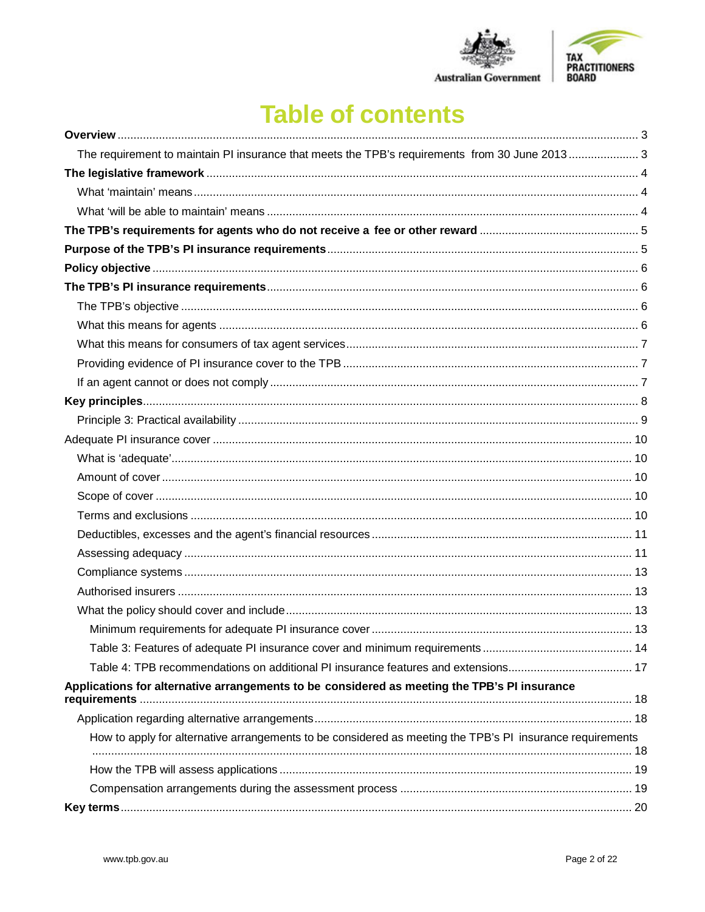# Table of contents

**Overview** .......... 3

- The requirement to maintain PI insurance that meets the TPB's requirements from 30 June 2013 .......... 3

**The legislative framework** .......... 4

- What 'maintain' means .......... 4
- What 'will be able to maintain' means .......... 4

**The TPB's requirements for agents who do not receive a fee or other reward** .......... 5

**Purpose of the TPB's PI insurance requirements** .......... 5

**Policy objective** .......... 6

**The TPB's PI insurance requirements** .......... 6

- The TPB's objective .......... 6
- What this means for agents .......... 6
- What this means for consumers of tax agent services .......... 7
- Providing evidence of PI insurance cover to the TPB .......... 7
- If an agent cannot or does not comply .......... 7

**Key principles** .......... 8

- Principle 3: Practical availability .......... 9

Adequate PI insurance cover .......... 10

- What is 'adequate' .......... 10
- Amount of cover .......... 10
- Scope of cover .......... 10
- Terms and exclusions .......... 10
- Deductibles, excesses and the agent's financial resources .......... 11
- Assessing adequacy .......... 11
- Compliance systems .......... 13
- Authorised insurers .......... 13
- What the policy should cover and include .......... 13
  - Minimum requirements for adequate PI insurance cover .......... 13
  - Table 3: Features of adequate PI insurance cover and minimum requirements .......... 14
  - Table 4: TPB recommendations on additional PI insurance features and extensions .......... 17

**Applications for alternative arrangements to be considered as meeting the TPB's PI insurance requirements** .......... 18

- Application regarding alternative arrangements .......... 18
  - How to apply for alternative arrangements to be considered as meeting the TPB's PI insurance requirements .......... 18
  - How the TPB will assess applications .......... 19
  - Compensation arrangements during the assessment process .......... 19

**Key terms** .......... 20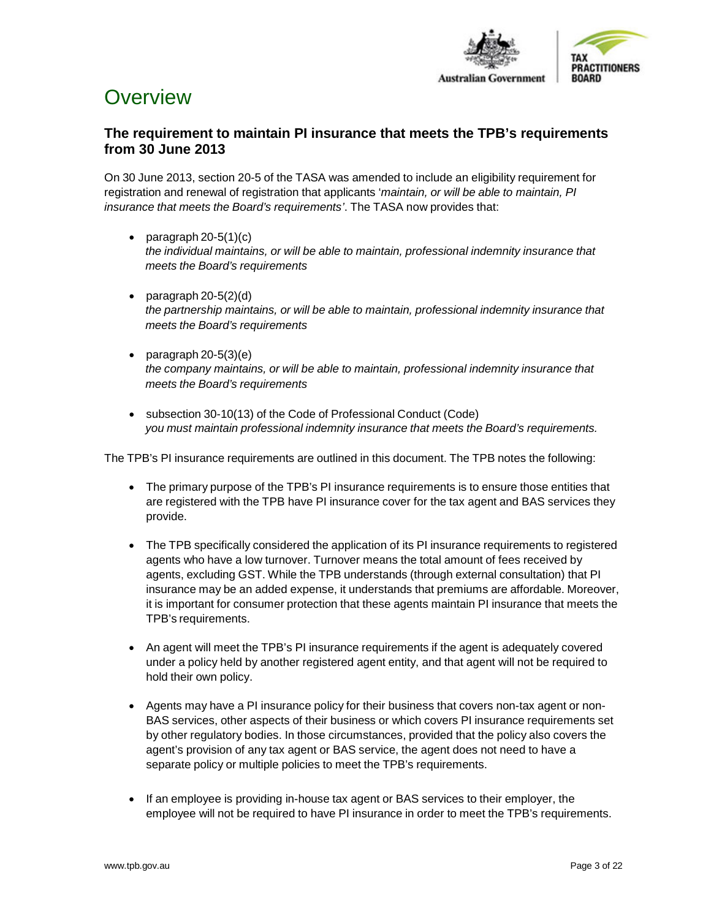# Overview

## The requirement to maintain PI insurance that meets the TPB's requirements from 30 June 2013

On 30 June 2013, section 20-5 of the TASA was amended to include an eligibility requirement for registration and renewal of registration that applicants '*maintain, or will be able to maintain, PI insurance that meets the Board's requirements*'. The TASA now provides that:

- paragraph 20-5(1)(c)
  *the individual maintains, or will be able to maintain, professional indemnity insurance that meets the Board's requirements*

- paragraph 20-5(2)(d)
  *the partnership maintains, or will be able to maintain, professional indemnity insurance that meets the Board's requirements*

- paragraph 20-5(3)(e)
  *the company maintains, or will be able to maintain, professional indemnity insurance that meets the Board's requirements*

- subsection 30-10(13) of the Code of Professional Conduct (Code)
  *you must maintain professional indemnity insurance that meets the Board's requirements.*

The TPB's PI insurance requirements are outlined in this document. The TPB notes the following:

- The primary purpose of the TPB's PI insurance requirements is to ensure those entities that are registered with the TPB have PI insurance cover for the tax agent and BAS services they provide.

- The TPB specifically considered the application of its PI insurance requirements to registered agents who have a low turnover. Turnover means the total amount of fees received by agents, excluding GST. While the TPB understands (through external consultation) that PI insurance may be an added expense, it understands that premiums are affordable. Moreover, it is important for consumer protection that these agents maintain PI insurance that meets the TPB's requirements.

- An agent will meet the TPB's PI insurance requirements if the agent is adequately covered under a policy held by another registered agent entity, and that agent will not be required to hold their own policy.

- Agents may have a PI insurance policy for their business that covers non-tax agent or non-BAS services, other aspects of their business or which covers PI insurance requirements set by other regulatory bodies. In those circumstances, provided that the policy also covers the agent's provision of any tax agent or BAS service, the agent does not need to have a separate policy or multiple policies to meet the TPB's requirements.

- If an employee is providing in-house tax agent or BAS services to their employer, the employee will not be required to have PI insurance in order to meet the TPB's requirements.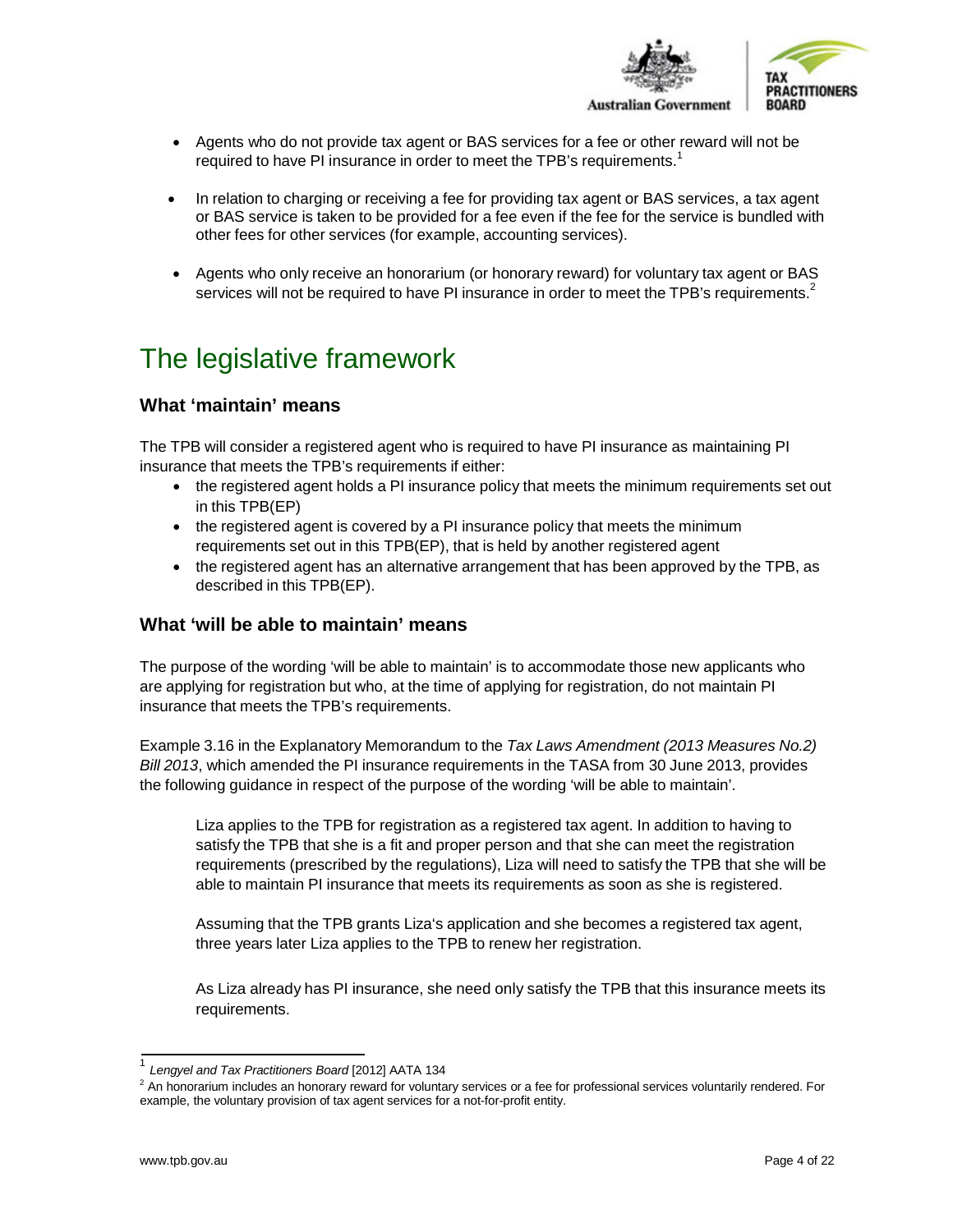- Agents who do not provide tax agent or BAS services for a fee or other reward will not be required to have PI insurance in order to meet the TPB's requirements.[1]
- In relation to charging or receiving a fee for providing tax agent or BAS services, a tax agent or BAS service is taken to be provided for a fee even if the fee for the service is bundled with other fees for other services (for example, accounting services).
- Agents who only receive an honorarium (or honorary reward) for voluntary tax agent or BAS services will not be required to have PI insurance in order to meet the TPB's requirements.[2]

# The legislative framework

## What 'maintain' means

The TPB will consider a registered agent who is required to have PI insurance as maintaining PI insurance that meets the TPB's requirements if either:

- the registered agent holds a PI insurance policy that meets the minimum requirements set out in this TPB(EP)
- the registered agent is covered by a PI insurance policy that meets the minimum requirements set out in this TPB(EP), that is held by another registered agent
- the registered agent has an alternative arrangement that has been approved by the TPB, as described in this TPB(EP).

## What 'will be able to maintain' means

The purpose of the wording 'will be able to maintain' is to accommodate those new applicants who are applying for registration but who, at the time of applying for registration, do not maintain PI insurance that meets the TPB's requirements.

Example 3.16 in the Explanatory Memorandum to the *Tax Laws Amendment (2013 Measures No.2) Bill 2013*, which amended the PI insurance requirements in the TASA from 30 June 2013, provides the following guidance in respect of the purpose of the wording 'will be able to maintain'.

> Liza applies to the TPB for registration as a registered tax agent. In addition to having to satisfy the TPB that she is a fit and proper person and that she can meet the registration requirements (prescribed by the regulations), Liza will need to satisfy the TPB that she will be able to maintain PI insurance that meets its requirements as soon as she is registered.
>
> Assuming that the TPB grants Liza's application and she becomes a registered tax agent, three years later Liza applies to the TPB to renew her registration.
>
> As Liza already has PI insurance, she need only satisfy the TPB that this insurance meets its requirements.

---

[1] *Lengyel and Tax Practitioners Board* [2012] AATA 134

[2] An honorarium includes an honorary reward for voluntary services or a fee for professional services voluntarily rendered. For example, the voluntary provision of tax agent services for a not-for-profit entity.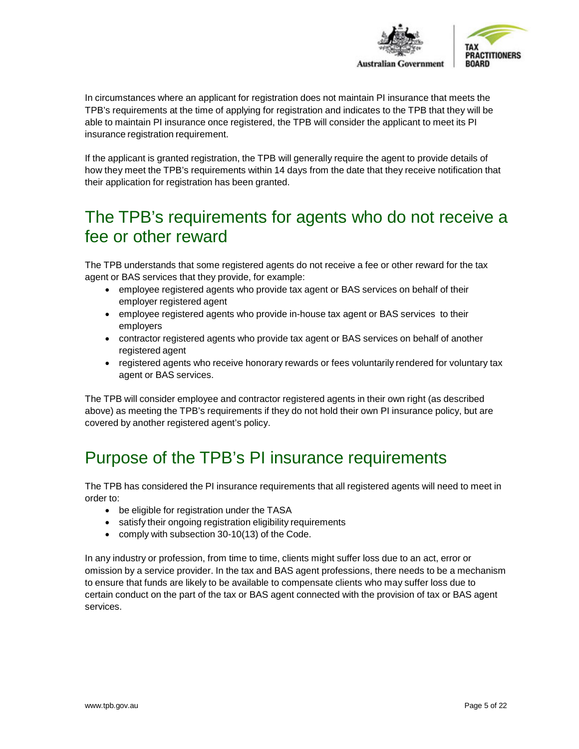In circumstances where an applicant for registration does not maintain PI insurance that meets the TPB's requirements at the time of applying for registration and indicates to the TPB that they will be able to maintain PI insurance once registered, the TPB will consider the applicant to meet its PI insurance registration requirement.

If the applicant is granted registration, the TPB will generally require the agent to provide details of how they meet the TPB's requirements within 14 days from the date that they receive notification that their application for registration has been granted.

## The TPB's requirements for agents who do not receive a fee or other reward

The TPB understands that some registered agents do not receive a fee or other reward for the tax agent or BAS services that they provide, for example:

- employee registered agents who provide tax agent or BAS services on behalf of their employer registered agent
- employee registered agents who provide in-house tax agent or BAS services to their employers
- contractor registered agents who provide tax agent or BAS services on behalf of another registered agent
- registered agents who receive honorary rewards or fees voluntarily rendered for voluntary tax agent or BAS services.

The TPB will consider employee and contractor registered agents in their own right (as described above) as meeting the TPB's requirements if they do not hold their own PI insurance policy, but are covered by another registered agent's policy.

## Purpose of the TPB's PI insurance requirements

The TPB has considered the PI insurance requirements that all registered agents will need to meet in order to:

- be eligible for registration under the TASA
- satisfy their ongoing registration eligibility requirements
- comply with subsection 30-10(13) of the Code.

In any industry or profession, from time to time, clients might suffer loss due to an act, error or omission by a service provider. In the tax and BAS agent professions, there needs to be a mechanism to ensure that funds are likely to be available to compensate clients who may suffer loss due to certain conduct on the part of the tax or BAS agent connected with the provision of tax or BAS agent services.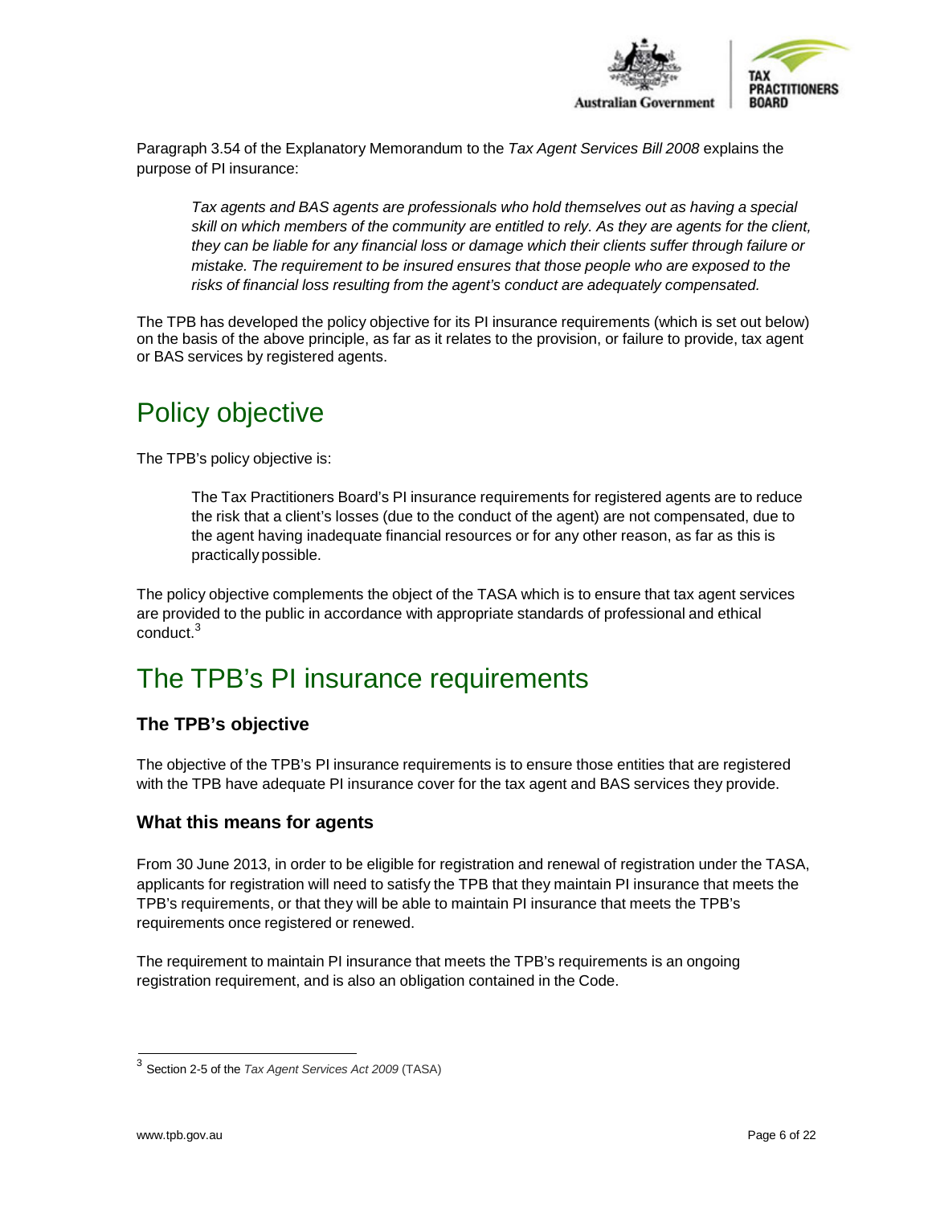Paragraph 3.54 of the Explanatory Memorandum to the *Tax Agent Services Bill 2008* explains the purpose of PI insurance:

> *Tax agents and BAS agents are professionals who hold themselves out as having a special skill on which members of the community are entitled to rely. As they are agents for the client, they can be liable for any financial loss or damage which their clients suffer through failure or mistake. The requirement to be insured ensures that those people who are exposed to the risks of financial loss resulting from the agent's conduct are adequately compensated.*

The TPB has developed the policy objective for its PI insurance requirements (which is set out below) on the basis of the above principle, as far as it relates to the provision, or failure to provide, tax agent or BAS services by registered agents.

# Policy objective

The TPB's policy objective is:

> The Tax Practitioners Board's PI insurance requirements for registered agents are to reduce the risk that a client's losses (due to the conduct of the agent) are not compensated, due to the agent having inadequate financial resources or for any other reason, as far as this is practically possible.

The policy objective complements the object of the TASA which is to ensure that tax agent services are provided to the public in accordance with appropriate standards of professional and ethical conduct.[3]

# The TPB's PI insurance requirements

## The TPB's objective

The objective of the TPB's PI insurance requirements is to ensure those entities that are registered with the TPB have adequate PI insurance cover for the tax agent and BAS services they provide.

## What this means for agents

From 30 June 2013, in order to be eligible for registration and renewal of registration under the TASA, applicants for registration will need to satisfy the TPB that they maintain PI insurance that meets the TPB's requirements, or that they will be able to maintain PI insurance that meets the TPB's requirements once registered or renewed.

The requirement to maintain PI insurance that meets the TPB's requirements is an ongoing registration requirement, and is also an obligation contained in the Code.

[3] Section 2-5 of the *Tax Agent Services Act 2009* (TASA)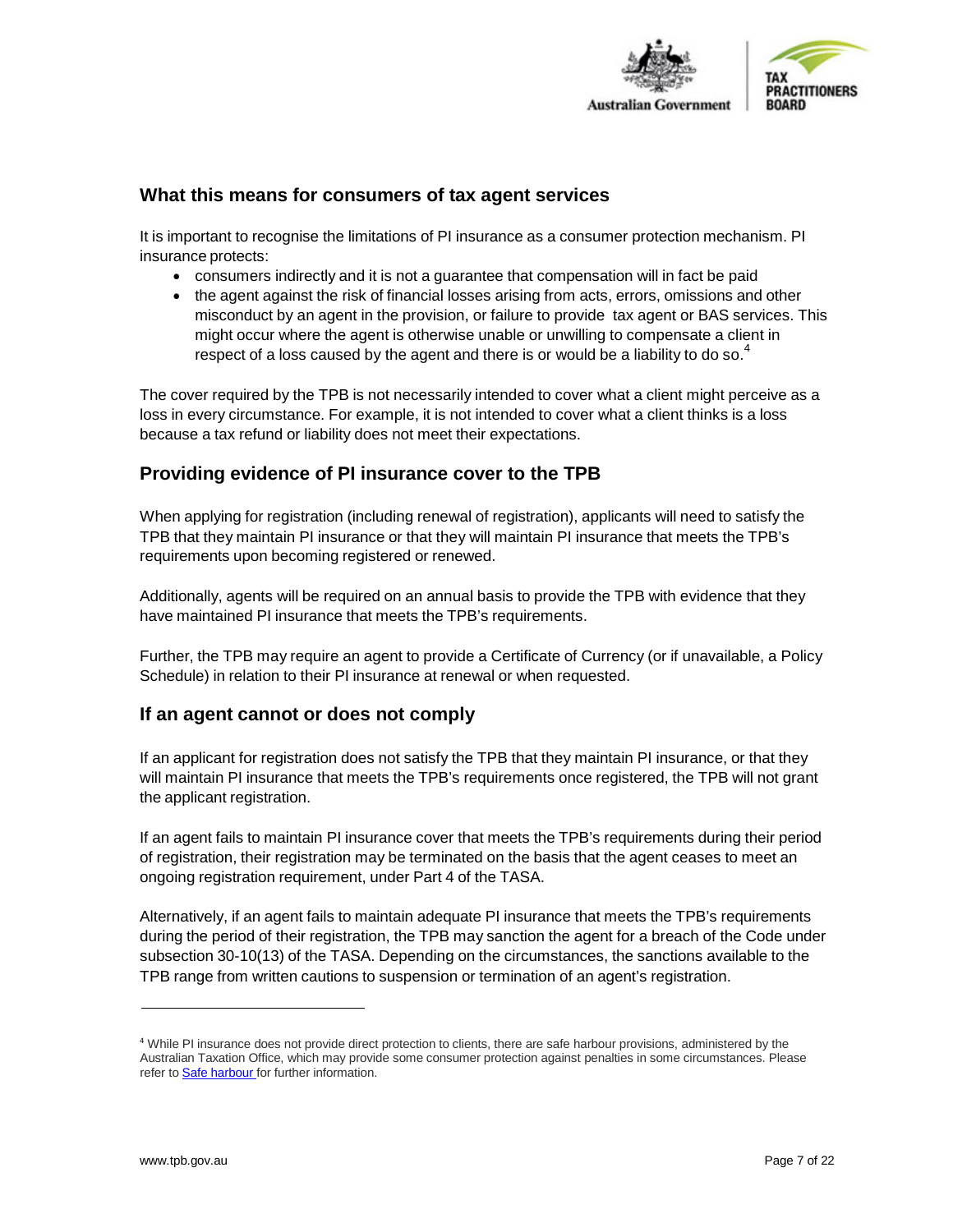## What this means for consumers of tax agent services

It is important to recognise the limitations of PI insurance as a consumer protection mechanism. PI insurance protects:

- consumers indirectly and it is not a guarantee that compensation will in fact be paid
- the agent against the risk of financial losses arising from acts, errors, omissions and other misconduct by an agent in the provision, or failure to provide tax agent or BAS services. This might occur where the agent is otherwise unable or unwilling to compensate a client in respect of a loss caused by the agent and there is or would be a liability to do so.[4]

The cover required by the TPB is not necessarily intended to cover what a client might perceive as a loss in every circumstance. For example, it is not intended to cover what a client thinks is a loss because a tax refund or liability does not meet their expectations.

## Providing evidence of PI insurance cover to the TPB

When applying for registration (including renewal of registration), applicants will need to satisfy the TPB that they maintain PI insurance or that they will maintain PI insurance that meets the TPB's requirements upon becoming registered or renewed.

Additionally, agents will be required on an annual basis to provide the TPB with evidence that they have maintained PI insurance that meets the TPB's requirements.

Further, the TPB may require an agent to provide a Certificate of Currency (or if unavailable, a Policy Schedule) in relation to their PI insurance at renewal or when requested.

## If an agent cannot or does not comply

If an applicant for registration does not satisfy the TPB that they maintain PI insurance, or that they will maintain PI insurance that meets the TPB's requirements once registered, the TPB will not grant the applicant registration.

If an agent fails to maintain PI insurance cover that meets the TPB's requirements during their period of registration, their registration may be terminated on the basis that the agent ceases to meet an ongoing registration requirement, under Part 4 of the TASA.

Alternatively, if an agent fails to maintain adequate PI insurance that meets the TPB's requirements during the period of their registration, the TPB may sanction the agent for a breach of the Code under subsection 30-10(13) of the TASA. Depending on the circumstances, the sanctions available to the TPB range from written cautions to suspension or termination of an agent's registration.

---

[4] While PI insurance does not provide direct protection to clients, there are safe harbour provisions, administered by the Australian Taxation Office, which may provide some consumer protection against penalties in some circumstances. Please refer to Safe harbour for further information.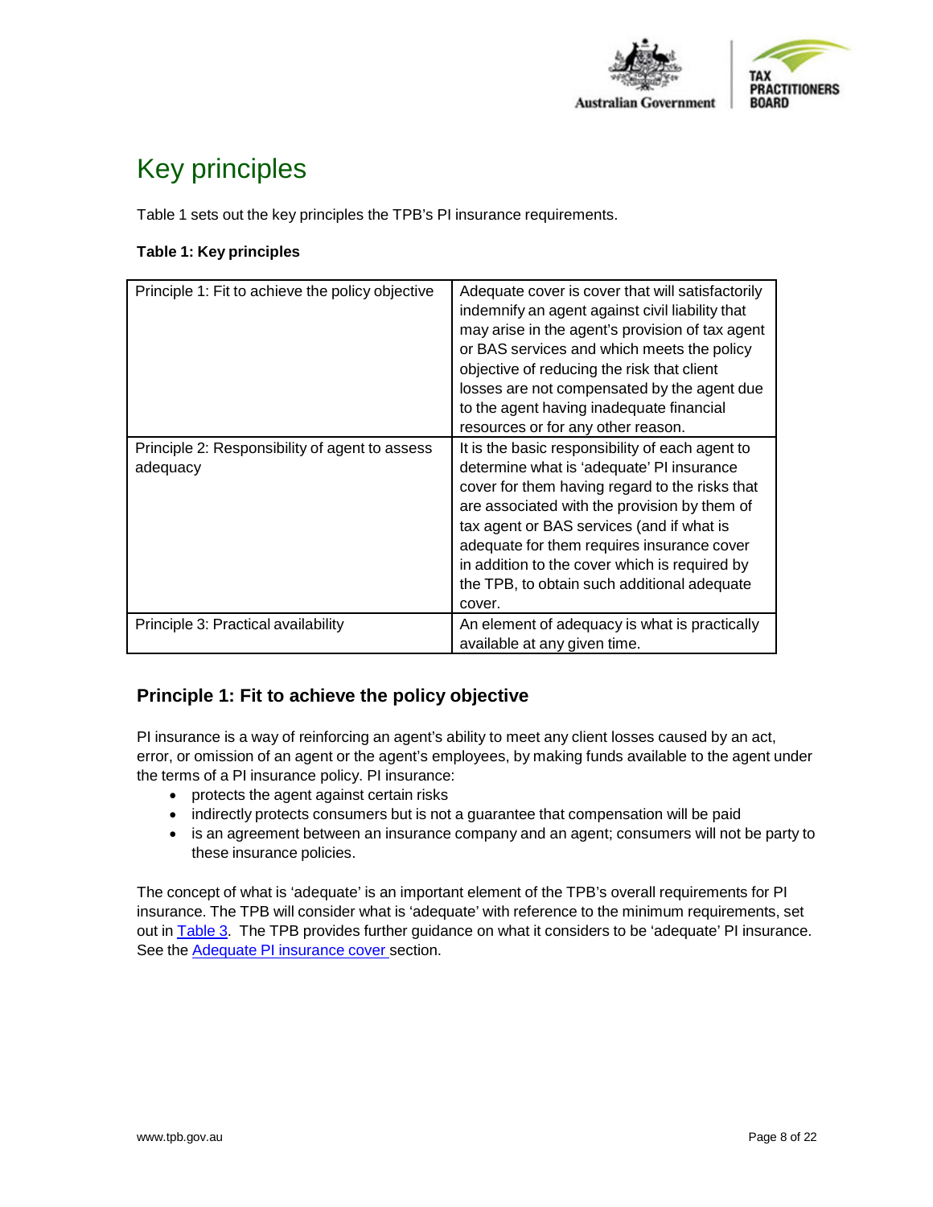# Key principles

Table 1 sets out the key principles the TPB's PI insurance requirements.

**Table 1: Key principles**

| Principle | Description |
|---|---|
| Principle 1: Fit to achieve the policy objective | Adequate cover is cover that will satisfactorily indemnify an agent against civil liability that may arise in the agent's provision of tax agent or BAS services and which meets the policy objective of reducing the risk that client losses are not compensated by the agent due to the agent having inadequate financial resources or for any other reason. |
| Principle 2: Responsibility of agent to assess adequacy | It is the basic responsibility of each agent to determine what is 'adequate' PI insurance cover for them having regard to the risks that are associated with the provision by them of tax agent or BAS services (and if what is adequate for them requires insurance cover in addition to the cover which is required by the TPB, to obtain such additional adequate cover. |
| Principle 3: Practical availability | An element of adequacy is what is practically available at any given time. |

## Principle 1: Fit to achieve the policy objective

PI insurance is a way of reinforcing an agent's ability to meet any client losses caused by an act, error, or omission of an agent or the agent's employees, by making funds available to the agent under the terms of a PI insurance policy. PI insurance:

- protects the agent against certain risks
- indirectly protects consumers but is not a guarantee that compensation will be paid
- is an agreement between an insurance company and an agent; consumers will not be party to these insurance policies.

The concept of what is 'adequate' is an important element of the TPB's overall requirements for PI insurance. The TPB will consider what is 'adequate' with reference to the minimum requirements, set out in Table 3. The TPB provides further guidance on what it considers to be 'adequate' PI insurance. See the Adequate PI insurance cover section.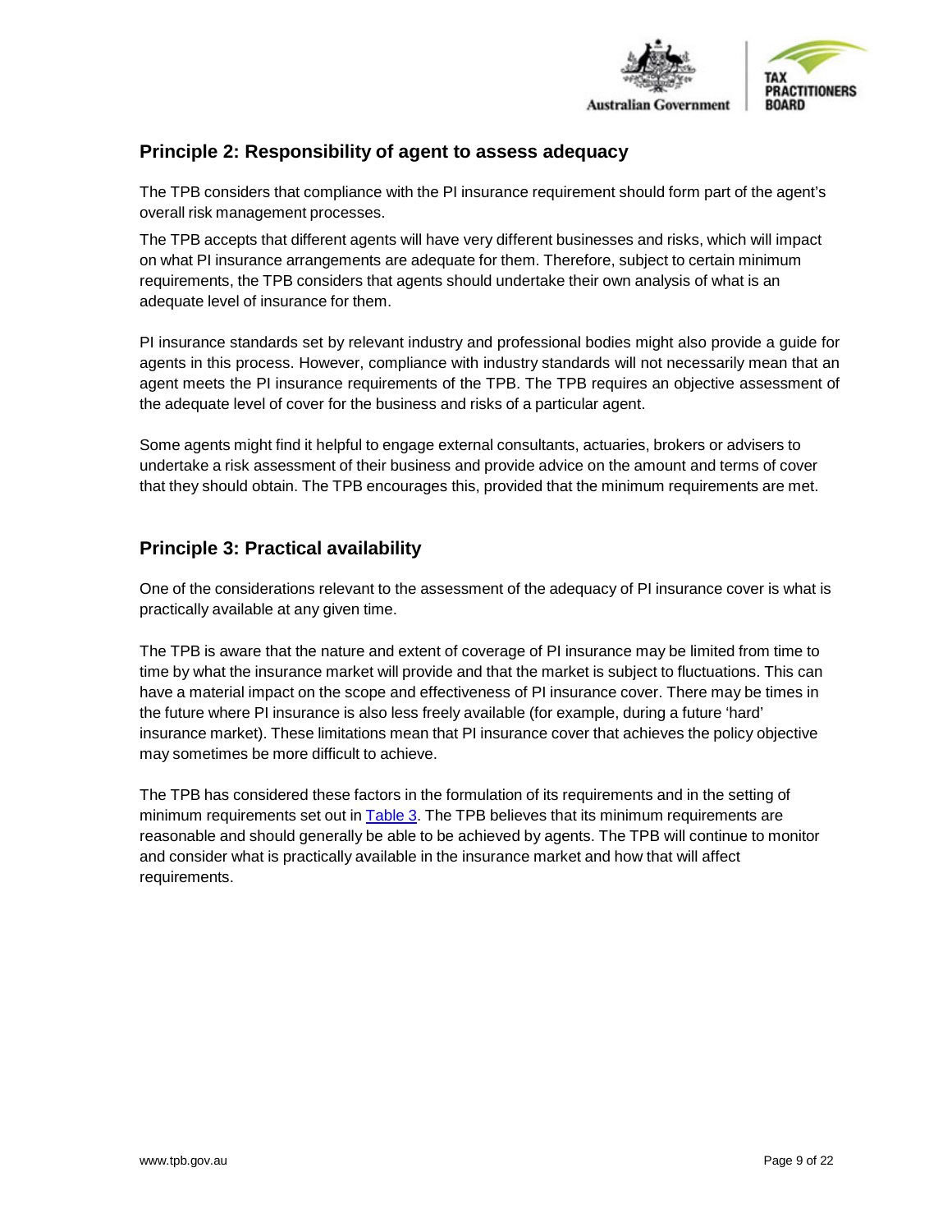## Principle 2: Responsibility of agent to assess adequacy

The TPB considers that compliance with the PI insurance requirement should form part of the agent's overall risk management processes.

The TPB accepts that different agents will have very different businesses and risks, which will impact on what PI insurance arrangements are adequate for them. Therefore, subject to certain minimum requirements, the TPB considers that agents should undertake their own analysis of what is an adequate level of insurance for them.

PI insurance standards set by relevant industry and professional bodies might also provide a guide for agents in this process. However, compliance with industry standards will not necessarily mean that an agent meets the PI insurance requirements of the TPB. The TPB requires an objective assessment of the adequate level of cover for the business and risks of a particular agent.

Some agents might find it helpful to engage external consultants, actuaries, brokers or advisers to undertake a risk assessment of their business and provide advice on the amount and terms of cover that they should obtain. The TPB encourages this, provided that the minimum requirements are met.

## Principle 3: Practical availability

One of the considerations relevant to the assessment of the adequacy of PI insurance cover is what is practically available at any given time.

The TPB is aware that the nature and extent of coverage of PI insurance may be limited from time to time by what the insurance market will provide and that the market is subject to fluctuations. This can have a material impact on the scope and effectiveness of PI insurance cover. There may be times in the future where PI insurance is also less freely available (for example, during a future 'hard' insurance market). These limitations mean that PI insurance cover that achieves the policy objective may sometimes be more difficult to achieve.

The TPB has considered these factors in the formulation of its requirements and in the setting of minimum requirements set out in Table 3. The TPB believes that its minimum requirements are reasonable and should generally be able to be achieved by agents. The TPB will continue to monitor and consider what is practically available in the insurance market and how that will affect requirements.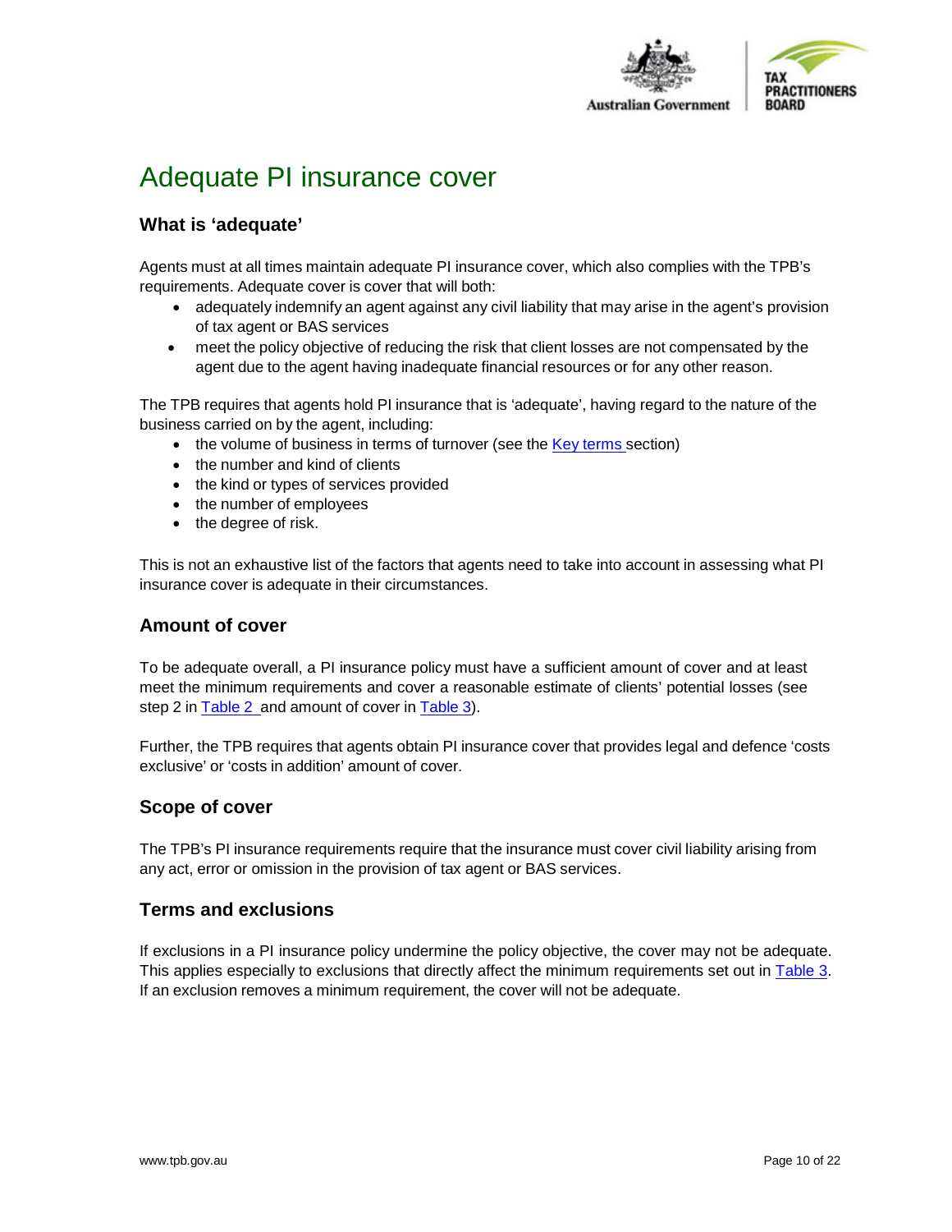# Adequate PI insurance cover

## What is 'adequate'

Agents must at all times maintain adequate PI insurance cover, which also complies with the TPB's requirements. Adequate cover is cover that will both:

- adequately indemnify an agent against any civil liability that may arise in the agent's provision of tax agent or BAS services
- meet the policy objective of reducing the risk that client losses are not compensated by the agent due to the agent having inadequate financial resources or for any other reason.

The TPB requires that agents hold PI insurance that is 'adequate', having regard to the nature of the business carried on by the agent, including:

- the volume of business in terms of turnover (see the Key terms section)
- the number and kind of clients
- the kind or types of services provided
- the number of employees
- the degree of risk.

This is not an exhaustive list of the factors that agents need to take into account in assessing what PI insurance cover is adequate in their circumstances.

## Amount of cover

To be adequate overall, a PI insurance policy must have a sufficient amount of cover and at least meet the minimum requirements and cover a reasonable estimate of clients' potential losses (see step 2 in Table 2 and amount of cover in Table 3).

Further, the TPB requires that agents obtain PI insurance cover that provides legal and defence 'costs exclusive' or 'costs in addition' amount of cover.

## Scope of cover

The TPB's PI insurance requirements require that the insurance must cover civil liability arising from any act, error or omission in the provision of tax agent or BAS services.

## Terms and exclusions

If exclusions in a PI insurance policy undermine the policy objective, the cover may not be adequate. This applies especially to exclusions that directly affect the minimum requirements set out in Table 3. If an exclusion removes a minimum requirement, the cover will not be adequate.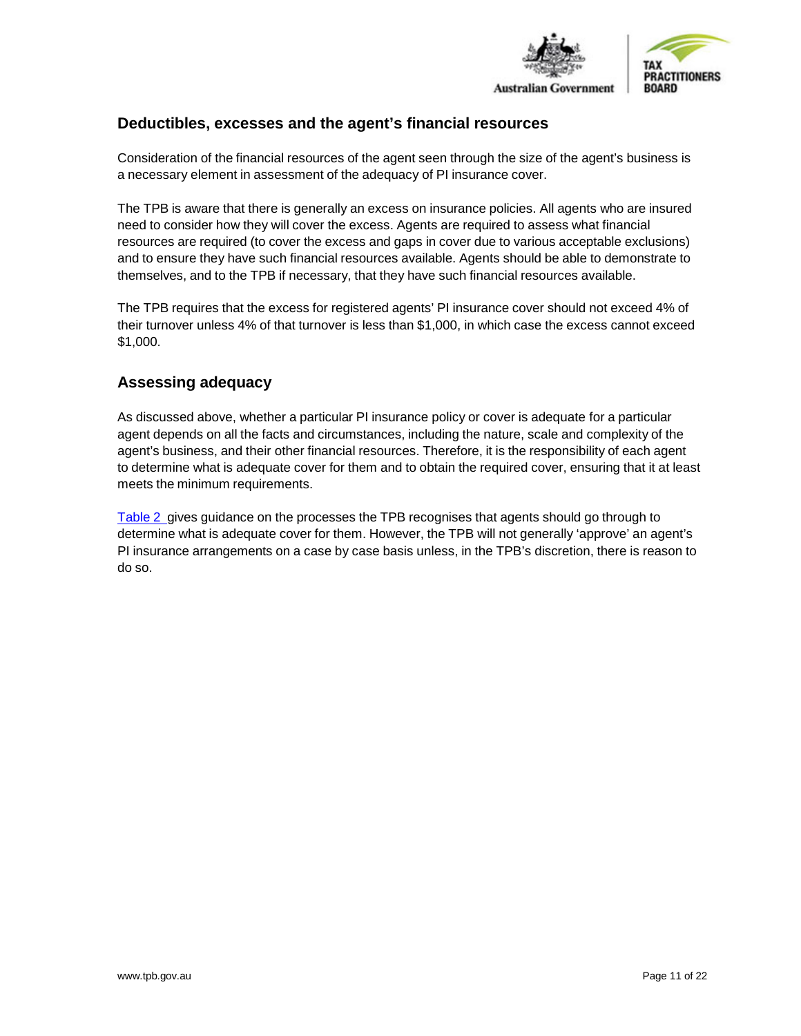## Deductibles, excesses and the agent's financial resources

Consideration of the financial resources of the agent seen through the size of the agent's business is a necessary element in assessment of the adequacy of PI insurance cover.

The TPB is aware that there is generally an excess on insurance policies. All agents who are insured need to consider how they will cover the excess. Agents are required to assess what financial resources are required (to cover the excess and gaps in cover due to various acceptable exclusions) and to ensure they have such financial resources available. Agents should be able to demonstrate to themselves, and to the TPB if necessary, that they have such financial resources available.

The TPB requires that the excess for registered agents' PI insurance cover should not exceed 4% of their turnover unless 4% of that turnover is less than $1,000, in which case the excess cannot exceed $1,000.

## Assessing adequacy

As discussed above, whether a particular PI insurance policy or cover is adequate for a particular agent depends on all the facts and circumstances, including the nature, scale and complexity of the agent's business, and their other financial resources. Therefore, it is the responsibility of each agent to determine what is adequate cover for them and to obtain the required cover, ensuring that it at least meets the minimum requirements.

Table 2 gives guidance on the processes the TPB recognises that agents should go through to determine what is adequate cover for them. However, the TPB will not generally 'approve' an agent's PI insurance arrangements on a case by case basis unless, in the TPB's discretion, there is reason to do so.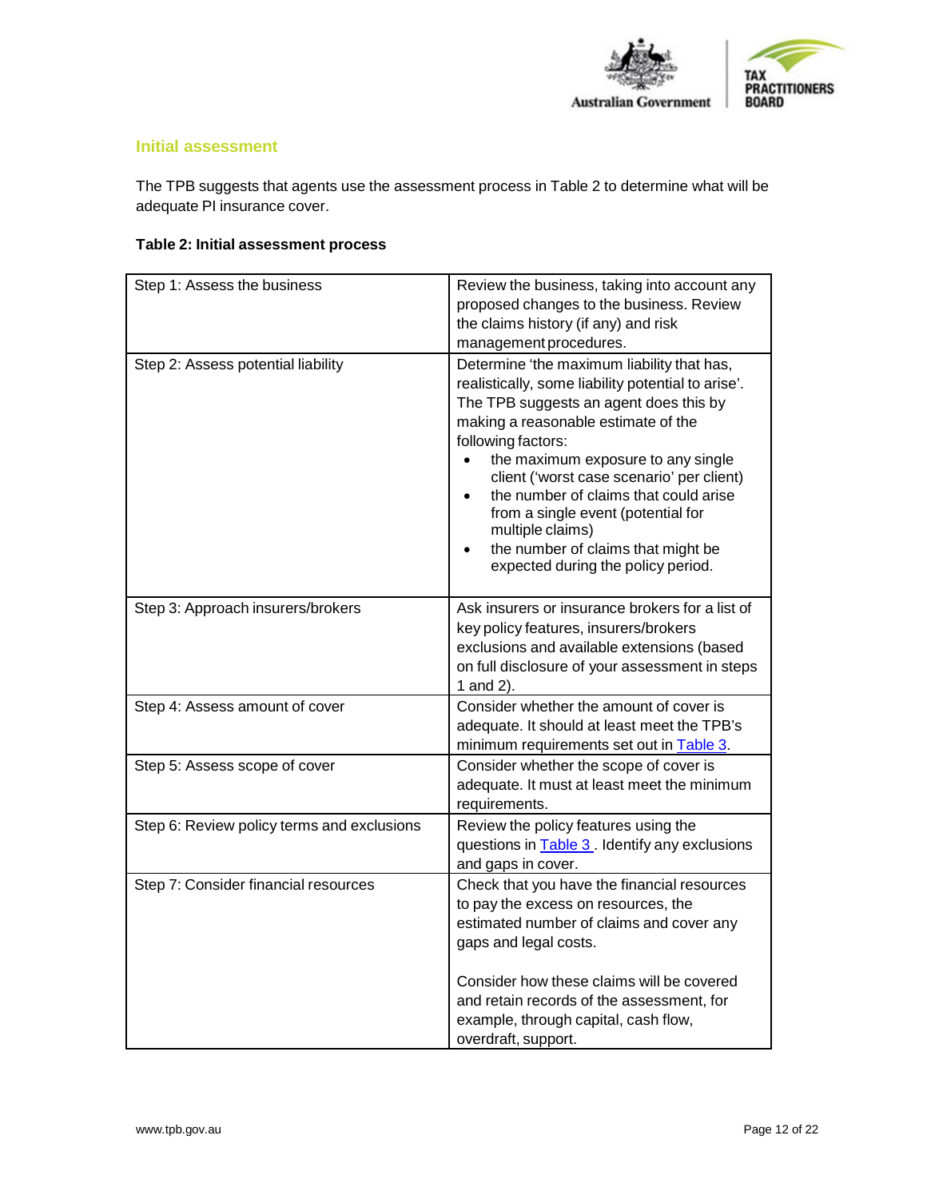## Initial assessment

The TPB suggests that agents use the assessment process in Table 2 to determine what will be adequate PI insurance cover.

**Table 2: Initial assessment process**

| Step | Description |
|---|---|
| Step 1: Assess the business | Review the business, taking into account any proposed changes to the business. Review the claims history (if any) and risk management procedures. |
| Step 2: Assess potential liability | Determine 'the maximum liability that has, realistically, some liability potential to arise'. The TPB suggests an agent does this by making a reasonable estimate of the following factors:<br>• the maximum exposure to any single client ('worst case scenario' per client)<br>• the number of claims that could arise from a single event (potential for multiple claims)<br>• the number of claims that might be expected during the policy period. |
| Step 3: Approach insurers/brokers | Ask insurers or insurance brokers for a list of key policy features, insurers/brokers exclusions and available extensions (based on full disclosure of your assessment in steps 1 and 2). |
| Step 4: Assess amount of cover | Consider whether the amount of cover is adequate. It should at least meet the TPB's minimum requirements set out in Table 3. |
| Step 5: Assess scope of cover | Consider whether the scope of cover is adequate. It must at least meet the minimum requirements. |
| Step 6: Review policy terms and exclusions | Review the policy features using the questions in Table 3 . Identify any exclusions and gaps in cover. |
| Step 7: Consider financial resources | Check that you have the financial resources to pay the excess on resources, the estimated number of claims and cover any gaps and legal costs.<br><br>Consider how these claims will be covered and retain records of the assessment, for example, through capital, cash flow, overdraft, support. |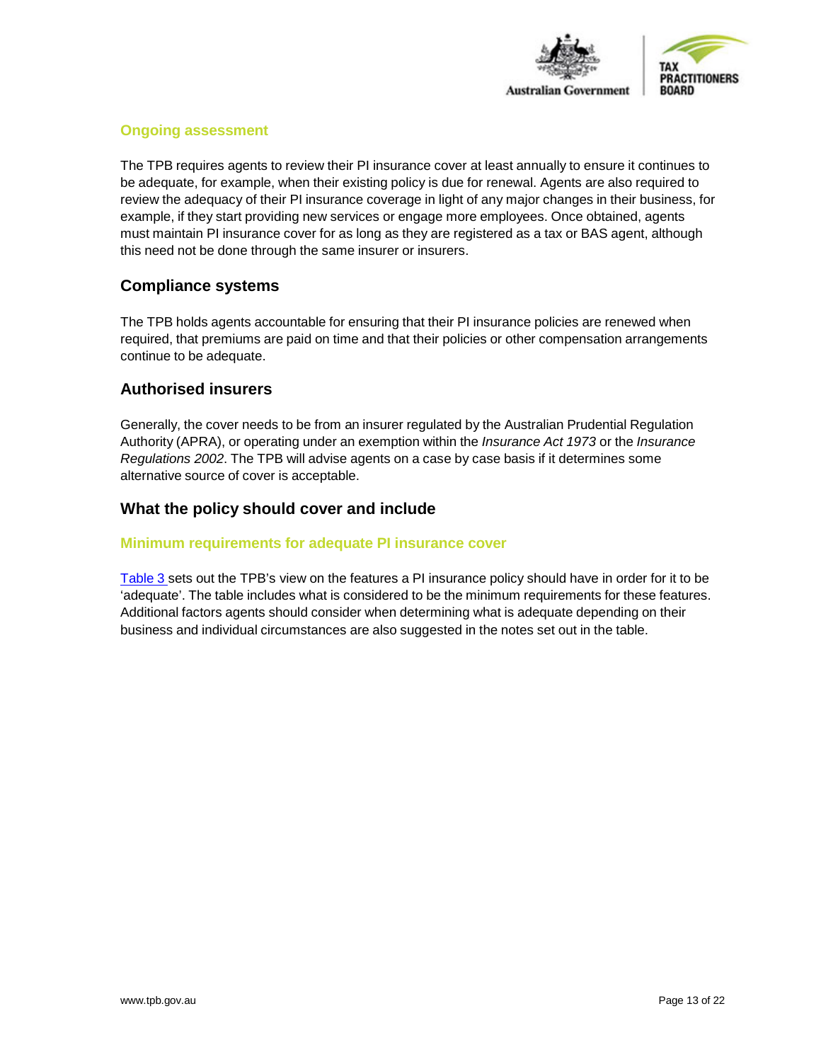### Ongoing assessment

The TPB requires agents to review their PI insurance cover at least annually to ensure it continues to be adequate, for example, when their existing policy is due for renewal. Agents are also required to review the adequacy of their PI insurance coverage in light of any major changes in their business, for example, if they start providing new services or engage more employees. Once obtained, agents must maintain PI insurance cover for as long as they are registered as a tax or BAS agent, although this need not be done through the same insurer or insurers.

## Compliance systems

The TPB holds agents accountable for ensuring that their PI insurance policies are renewed when required, that premiums are paid on time and that their policies or other compensation arrangements continue to be adequate.

## Authorised insurers

Generally, the cover needs to be from an insurer regulated by the Australian Prudential Regulation Authority (APRA), or operating under an exemption within the *Insurance Act 1973* or the *Insurance Regulations 2002*. The TPB will advise agents on a case by case basis if it determines some alternative source of cover is acceptable.

## What the policy should cover and include

### Minimum requirements for adequate PI insurance cover

Table 3 sets out the TPB's view on the features a PI insurance policy should have in order for it to be 'adequate'. The table includes what is considered to be the minimum requirements for these features. Additional factors agents should consider when determining what is adequate depending on their business and individual circumstances are also suggested in the notes set out in the table.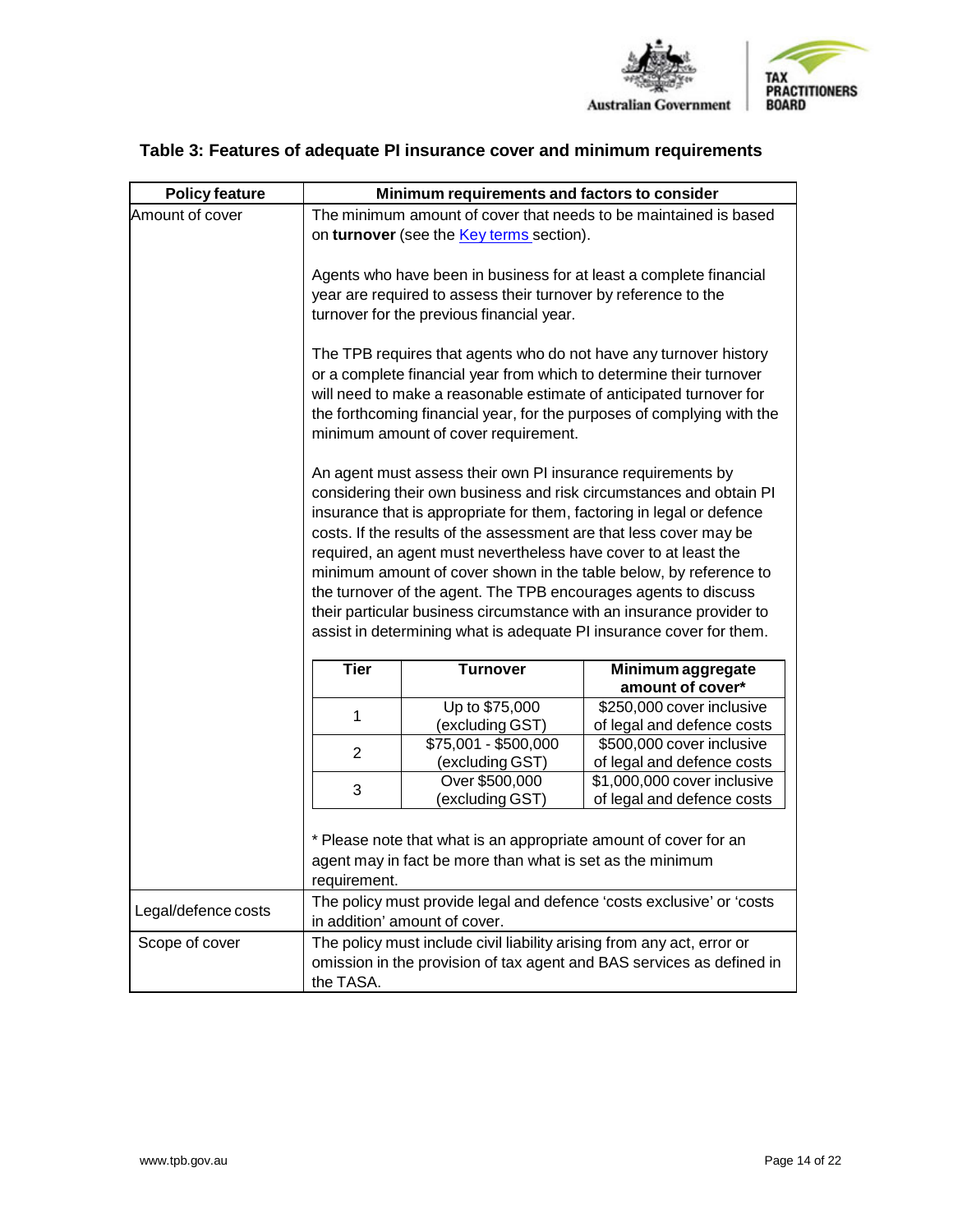### Table 3: Features of adequate PI insurance cover and minimum requirements

| Policy feature | Minimum requirements and factors to consider |
|---|---|
| Amount of cover | The minimum amount of cover that needs to be maintained is based on **turnover** (see the [Key terms](#) section).<br><br>Agents who have been in business for at least a complete financial year are required to assess their turnover by reference to the turnover for the previous financial year.<br><br>The TPB requires that agents who do not have any turnover history or a complete financial year from which to determine their turnover will need to make a reasonable estimate of anticipated turnover for the forthcoming financial year, for the purposes of complying with the minimum amount of cover requirement.<br><br>An agent must assess their own PI insurance requirements by considering their own business and risk circumstances and obtain PI insurance that is appropriate for them, factoring in legal or defence costs. If the results of the assessment are that less cover may be required, an agent must nevertheless have cover to at least the minimum amount of cover shown in the table below, by reference to the turnover of the agent. The TPB encourages agents to discuss their particular business circumstance with an insurance provider to assist in determining what is adequate PI insurance cover for them. |

| Tier | Turnover | Minimum aggregate amount of cover* |
|---|---|---|
| 1 | Up to $75,000 (excluding GST) | $250,000 cover inclusive of legal and defence costs |
| 2 | $75,001 - $500,000 (excluding GST) | $500,000 cover inclusive of legal and defence costs |
| 3 | Over $500,000 (excluding GST) | $1,000,000 cover inclusive of legal and defence costs |

* Please note that what is an appropriate amount of cover for an agent may in fact be more than what is set as the minimum requirement.

| Policy feature | Minimum requirements and factors to consider |
|---|---|
| Legal/defence costs | The policy must provide legal and defence 'costs exclusive' or 'costs in addition' amount of cover. |
| Scope of cover | The policy must include civil liability arising from any act, error or omission in the provision of tax agent and BAS services as defined in the TASA. |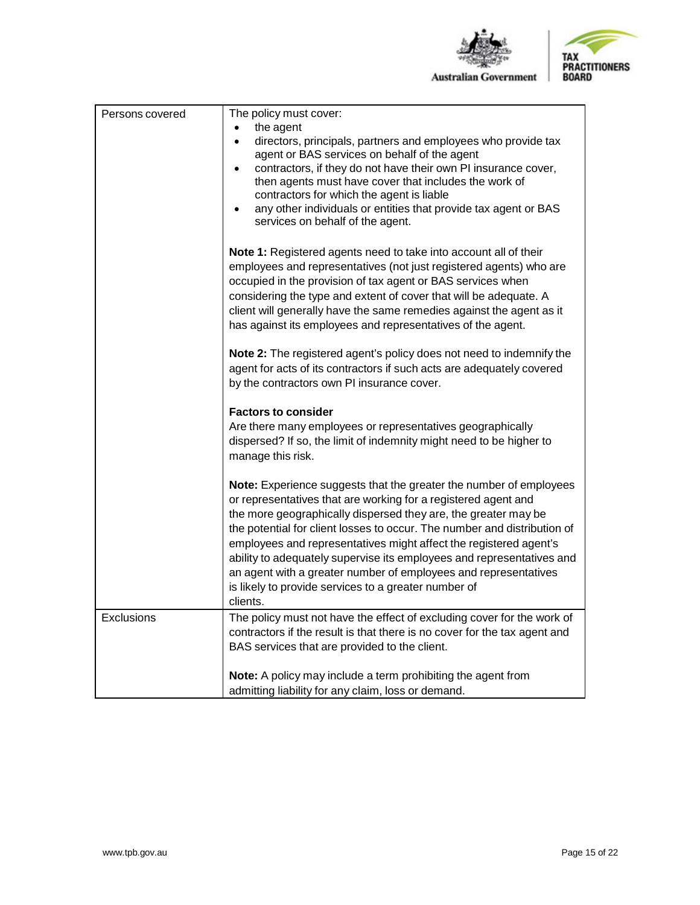| | |
|---|---|
| Persons covered | The policy must cover:<br>• the agent<br>• directors, principals, partners and employees who provide tax agent or BAS services on behalf of the agent<br>• contractors, if they do not have their own PI insurance cover, then agents must have cover that includes the work of contractors for which the agent is liable<br>• any other individuals or entities that provide tax agent or BAS services on behalf of the agent.<br><br>**Note 1:** Registered agents need to take into account all of their employees and representatives (not just registered agents) who are occupied in the provision of tax agent or BAS services when considering the type and extent of cover that will be adequate. A client will generally have the same remedies against the agent as it has against its employees and representatives of the agent.<br><br>**Note 2:** The registered agent's policy does not need to indemnify the agent for acts of its contractors if such acts are adequately covered by the contractors own PI insurance cover.<br><br>**Factors to consider**<br>Are there many employees or representatives geographically dispersed? If so, the limit of indemnity might need to be higher to manage this risk.<br><br>**Note:** Experience suggests that the greater the number of employees or representatives that are working for a registered agent and the more geographically dispersed they are, the greater may be the potential for client losses to occur. The number and distribution of employees and representatives might affect the registered agent's ability to adequately supervise its employees and representatives and an agent with a greater number of employees and representatives is likely to provide services to a greater number of clients. |
| Exclusions | The policy must not have the effect of excluding cover for the work of contractors if the result is that there is no cover for the tax agent and BAS services that are provided to the client.<br><br>**Note:** A policy may include a term prohibiting the agent from admitting liability for any claim, loss or demand. |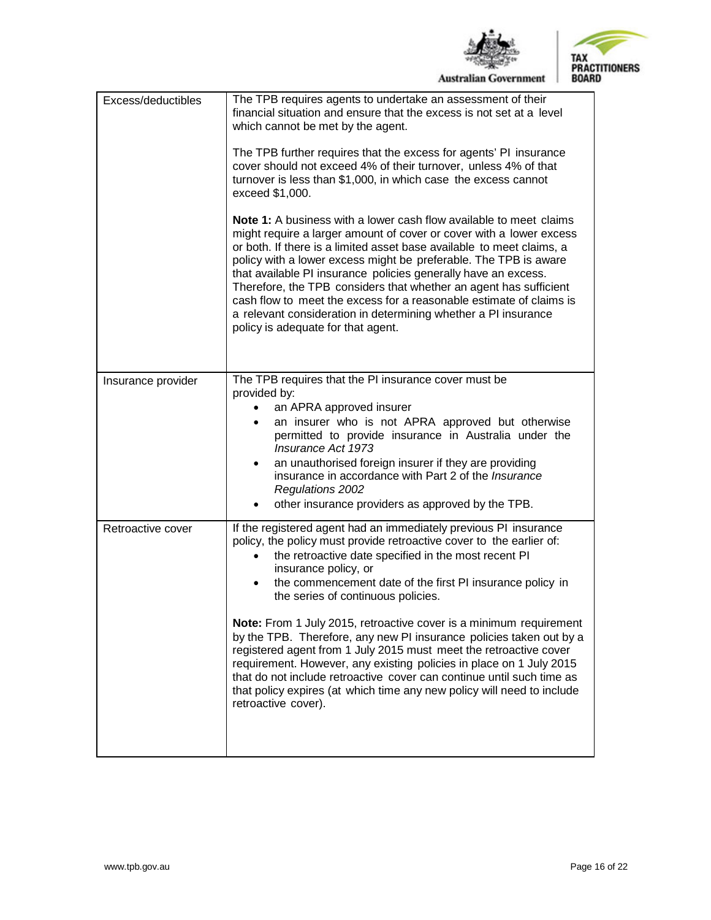| | |
|---|---|
| Excess/deductibles | The TPB requires agents to undertake an assessment of their financial situation and ensure that the excess is not set at a level which cannot be met by the agent.<br><br>The TPB further requires that the excess for agents' PI insurance cover should not exceed 4% of their turnover, unless 4% of that turnover is less than $1,000, in which case the excess cannot exceed $1,000.<br><br>**Note 1:** A business with a lower cash flow available to meet claims might require a larger amount of cover or cover with a lower excess or both. If there is a limited asset base available to meet claims, a policy with a lower excess might be preferable. The TPB is aware that available PI insurance policies generally have an excess. Therefore, the TPB considers that whether an agent has sufficient cash flow to meet the excess for a reasonable estimate of claims is a relevant consideration in determining whether a PI insurance policy is adequate for that agent. |
| Insurance provider | The TPB requires that the PI insurance cover must be provided by:<br>• an APRA approved insurer<br>• an insurer who is not APRA approved but otherwise permitted to provide insurance in Australia under the *Insurance Act 1973*<br>• an unauthorised foreign insurer if they are providing insurance in accordance with Part 2 of the *Insurance Regulations 2002*<br>• other insurance providers as approved by the TPB. |
| Retroactive cover | If the registered agent had an immediately previous PI insurance policy, the policy must provide retroactive cover to the earlier of:<br>• the retroactive date specified in the most recent PI insurance policy, or<br>• the commencement date of the first PI insurance policy in the series of continuous policies.<br><br>**Note:** From 1 July 2015, retroactive cover is a minimum requirement by the TPB. Therefore, any new PI insurance policies taken out by a registered agent from 1 July 2015 must meet the retroactive cover requirement. However, any existing policies in place on 1 July 2015 that do not include retroactive cover can continue until such time as that policy expires (at which time any new policy will need to include retroactive cover). |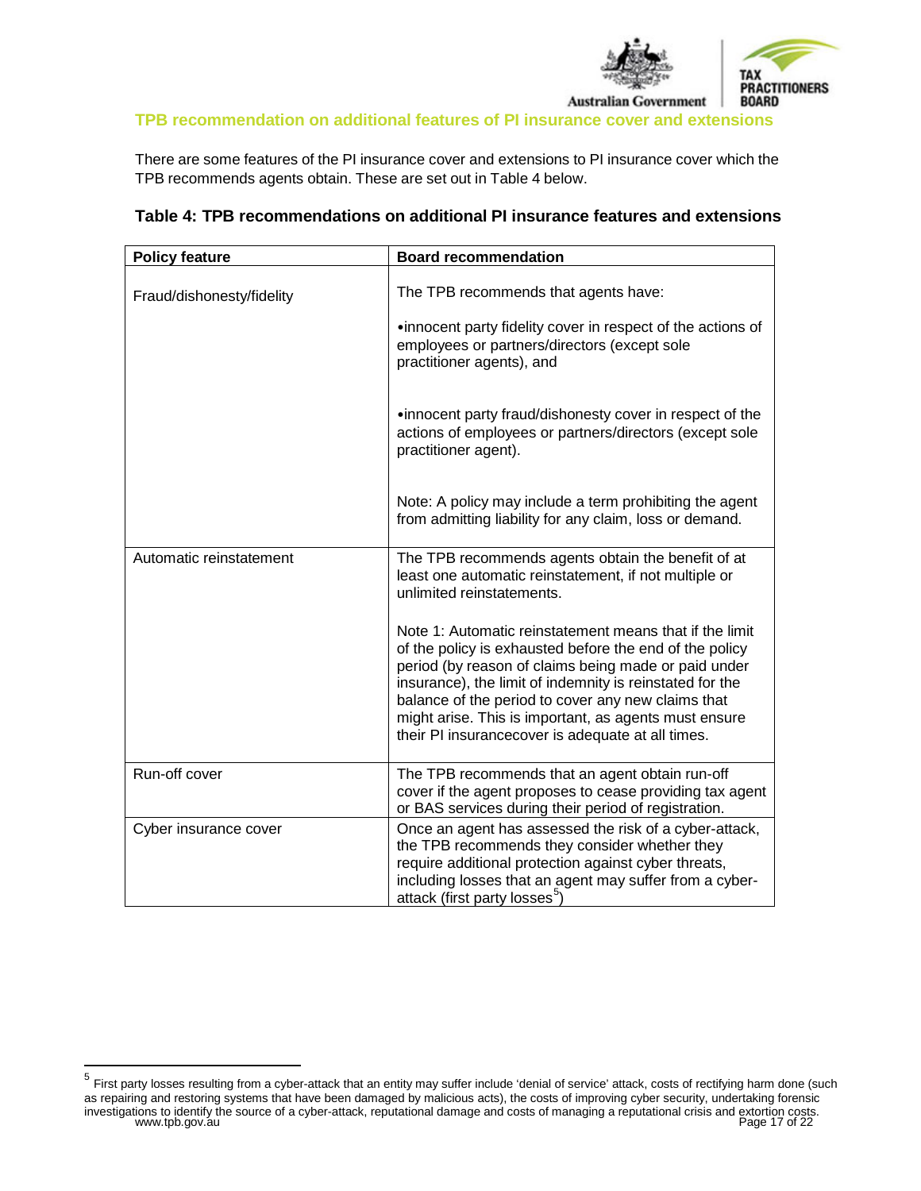## TPB recommendation on additional features of PI insurance cover and extensions

There are some features of the PI insurance cover and extensions to PI insurance cover which the TPB recommends agents obtain. These are set out in Table 4 below.

**Table 4: TPB recommendations on additional PI insurance features and extensions**

| Policy feature | Board recommendation |
|---|---|
| Fraud/dishonesty/fidelity | The TPB recommends that agents have:<br><br>•innocent party fidelity cover in respect of the actions of employees or partners/directors (except sole practitioner agents), and<br><br>•innocent party fraud/dishonesty cover in respect of the actions of employees or partners/directors (except sole practitioner agent).<br><br>Note: A policy may include a term prohibiting the agent from admitting liability for any claim, loss or demand. |
| Automatic reinstatement | The TPB recommends agents obtain the benefit of at least one automatic reinstatement, if not multiple or unlimited reinstatements.<br><br>Note 1: Automatic reinstatement means that if the limit of the policy is exhausted before the end of the policy period (by reason of claims being made or paid under insurance), the limit of indemnity is reinstated for the balance of the period to cover any new claims that might arise. This is important, as agents must ensure their PI insurancecover is adequate at all times. |
| Run-off cover | The TPB recommends that an agent obtain run-off cover if the agent proposes to cease providing tax agent or BAS services during their period of registration. |
| Cyber insurance cover | Once an agent has assessed the risk of a cyber-attack, the TPB recommends they consider whether they require additional protection against cyber threats, including losses that an agent may suffer from a cyber-attack (first party losses[5]) |

[5] First party losses resulting from a cyber-attack that an entity may suffer include 'denial of service' attack, costs of rectifying harm done (such as repairing and restoring systems that have been damaged by malicious acts), the costs of improving cyber security, undertaking forensic investigations to identify the source of a cyber-attack, reputational damage and costs of managing a reputational crisis and extortion costs.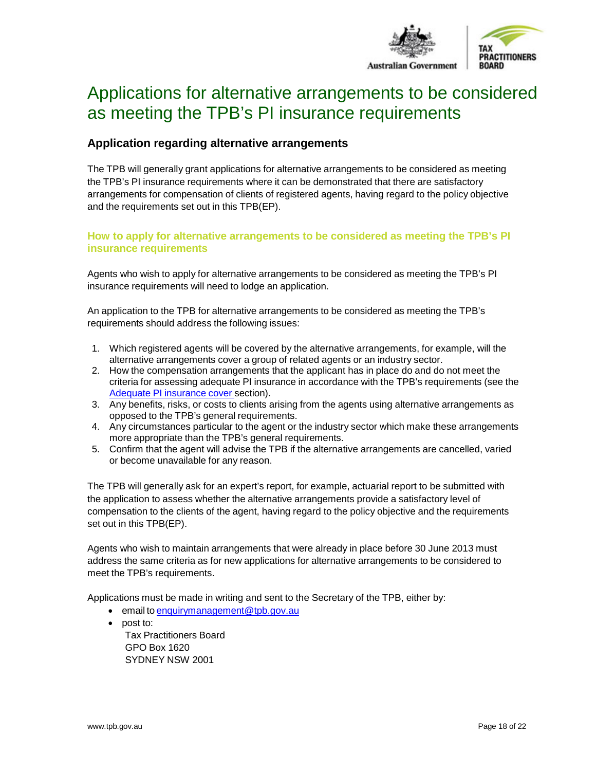# Applications for alternative arrangements to be considered as meeting the TPB's PI insurance requirements

## Application regarding alternative arrangements

The TPB will generally grant applications for alternative arrangements to be considered as meeting the TPB's PI insurance requirements where it can be demonstrated that there are satisfactory arrangements for compensation of clients of registered agents, having regard to the policy objective and the requirements set out in this TPB(EP).

### How to apply for alternative arrangements to be considered as meeting the TPB's PI insurance requirements

Agents who wish to apply for alternative arrangements to be considered as meeting the TPB's PI insurance requirements will need to lodge an application.

An application to the TPB for alternative arrangements to be considered as meeting the TPB's requirements should address the following issues:

1. Which registered agents will be covered by the alternative arrangements, for example, will the alternative arrangements cover a group of related agents or an industry sector.
2. How the compensation arrangements that the applicant has in place do and do not meet the criteria for assessing adequate PI insurance in accordance with the TPB's requirements (see the Adequate PI insurance cover section).
3. Any benefits, risks, or costs to clients arising from the agents using alternative arrangements as opposed to the TPB's general requirements.
4. Any circumstances particular to the agent or the industry sector which make these arrangements more appropriate than the TPB's general requirements.
5. Confirm that the agent will advise the TPB if the alternative arrangements are cancelled, varied or become unavailable for any reason.

The TPB will generally ask for an expert's report, for example, actuarial report to be submitted with the application to assess whether the alternative arrangements provide a satisfactory level of compensation to the clients of the agent, having regard to the policy objective and the requirements set out in this TPB(EP).

Agents who wish to maintain arrangements that were already in place before 30 June 2013 must address the same criteria as for new applications for alternative arrangements to be considered to meet the TPB's requirements.

Applications must be made in writing and sent to the Secretary of the TPB, either by:

- email to enquirymanagement@tpb.gov.au
- post to:
  Tax Practitioners Board
  GPO Box 1620
  SYDNEY NSW 2001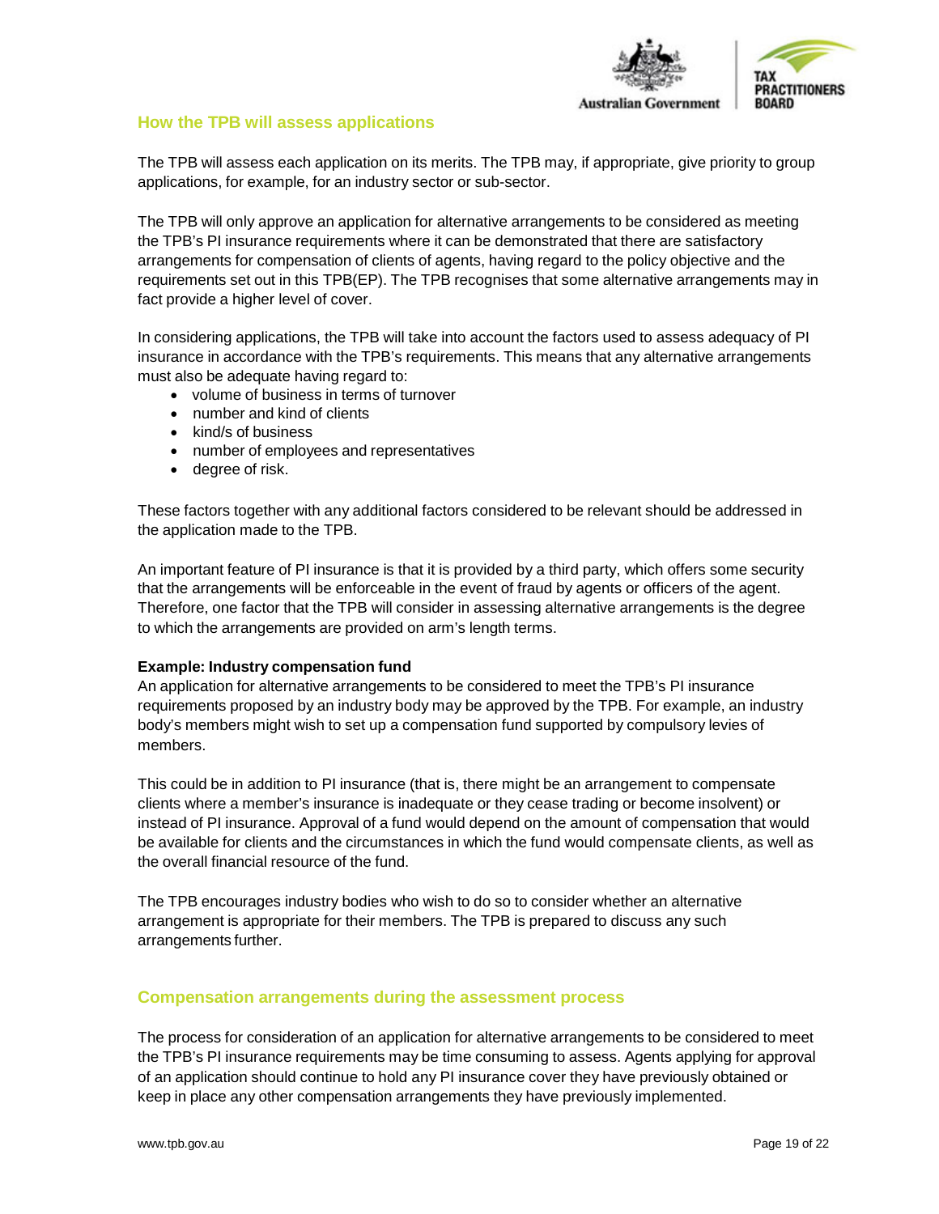## How the TPB will assess applications

The TPB will assess each application on its merits. The TPB may, if appropriate, give priority to group applications, for example, for an industry sector or sub-sector.

The TPB will only approve an application for alternative arrangements to be considered as meeting the TPB's PI insurance requirements where it can be demonstrated that there are satisfactory arrangements for compensation of clients of agents, having regard to the policy objective and the requirements set out in this TPB(EP). The TPB recognises that some alternative arrangements may in fact provide a higher level of cover.

In considering applications, the TPB will take into account the factors used to assess adequacy of PI insurance in accordance with the TPB's requirements. This means that any alternative arrangements must also be adequate having regard to:

- volume of business in terms of turnover
- number and kind of clients
- kind/s of business
- number of employees and representatives
- degree of risk.

These factors together with any additional factors considered to be relevant should be addressed in the application made to the TPB.

An important feature of PI insurance is that it is provided by a third party, which offers some security that the arrangements will be enforceable in the event of fraud by agents or officers of the agent. Therefore, one factor that the TPB will consider in assessing alternative arrangements is the degree to which the arrangements are provided on arm's length terms.

**Example: Industry compensation fund**

An application for alternative arrangements to be considered to meet the TPB's PI insurance requirements proposed by an industry body may be approved by the TPB. For example, an industry body's members might wish to set up a compensation fund supported by compulsory levies of members.

This could be in addition to PI insurance (that is, there might be an arrangement to compensate clients where a member's insurance is inadequate or they cease trading or become insolvent) or instead of PI insurance. Approval of a fund would depend on the amount of compensation that would be available for clients and the circumstances in which the fund would compensate clients, as well as the overall financial resource of the fund.

The TPB encourages industry bodies who wish to do so to consider whether an alternative arrangement is appropriate for their members. The TPB is prepared to discuss any such arrangements further.

## Compensation arrangements during the assessment process

The process for consideration of an application for alternative arrangements to be considered to meet the TPB's PI insurance requirements may be time consuming to assess. Agents applying for approval of an application should continue to hold any PI insurance cover they have previously obtained or keep in place any other compensation arrangements they have previously implemented.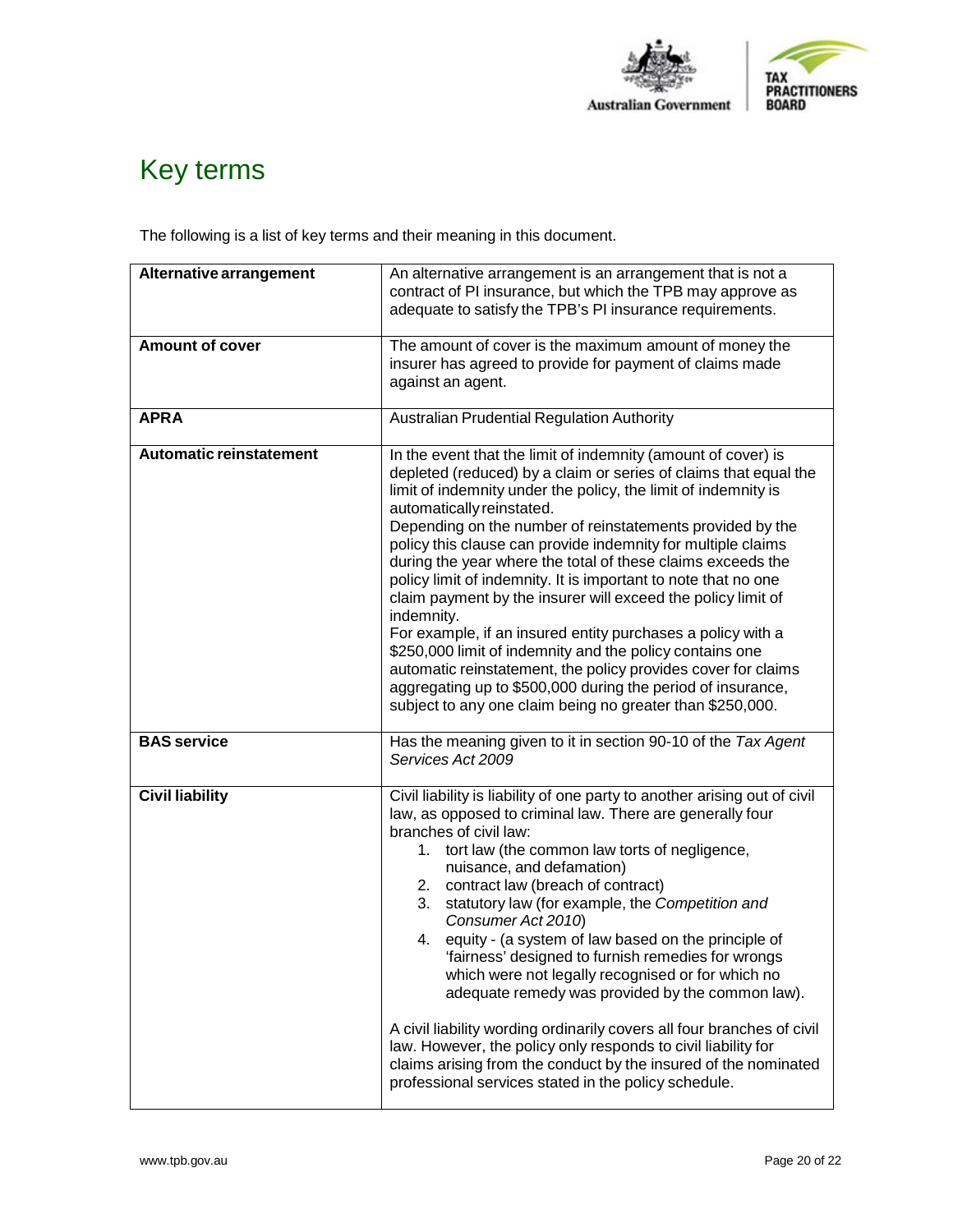# Key terms

The following is a list of key terms and their meaning in this document.

| | |
|---|---|
| **Alternative arrangement** | An alternative arrangement is an arrangement that is not a contract of PI insurance, but which the TPB may approve as adequate to satisfy the TPB's PI insurance requirements. |
| **Amount of cover** | The amount of cover is the maximum amount of money the insurer has agreed to provide for payment of claims made against an agent. |
| **APRA** | Australian Prudential Regulation Authority |
| **Automatic reinstatement** | In the event that the limit of indemnity (amount of cover) is depleted (reduced) by a claim or series of claims that equal the limit of indemnity under the policy, the limit of indemnity is automatically reinstated.<br>Depending on the number of reinstatements provided by the policy this clause can provide indemnity for multiple claims during the year where the total of these claims exceeds the policy limit of indemnity. It is important to note that no one claim payment by the insurer will exceed the policy limit of indemnity.<br>For example, if an insured entity purchases a policy with a $250,000 limit of indemnity and the policy contains one automatic reinstatement, the policy provides cover for claims aggregating up to $500,000 during the period of insurance, subject to any one claim being no greater than $250,000. |
| **BAS service** | Has the meaning given to it in section 90-10 of the *Tax Agent Services Act 2009* |
| **Civil liability** | Civil liability is liability of one party to another arising out of civil law, as opposed to criminal law. There are generally four branches of civil law:<br>1. tort law (the common law torts of negligence, nuisance, and defamation)<br>2. contract law (breach of contract)<br>3. statutory law (for example, the *Competition and Consumer Act 2010*)<br>4. equity - (a system of law based on the principle of 'fairness' designed to furnish remedies for wrongs which were not legally recognised or for which no adequate remedy was provided by the common law).<br><br>A civil liability wording ordinarily covers all four branches of civil law. However, the policy only responds to civil liability for claims arising from the conduct by the insured of the nominated professional services stated in the policy schedule. |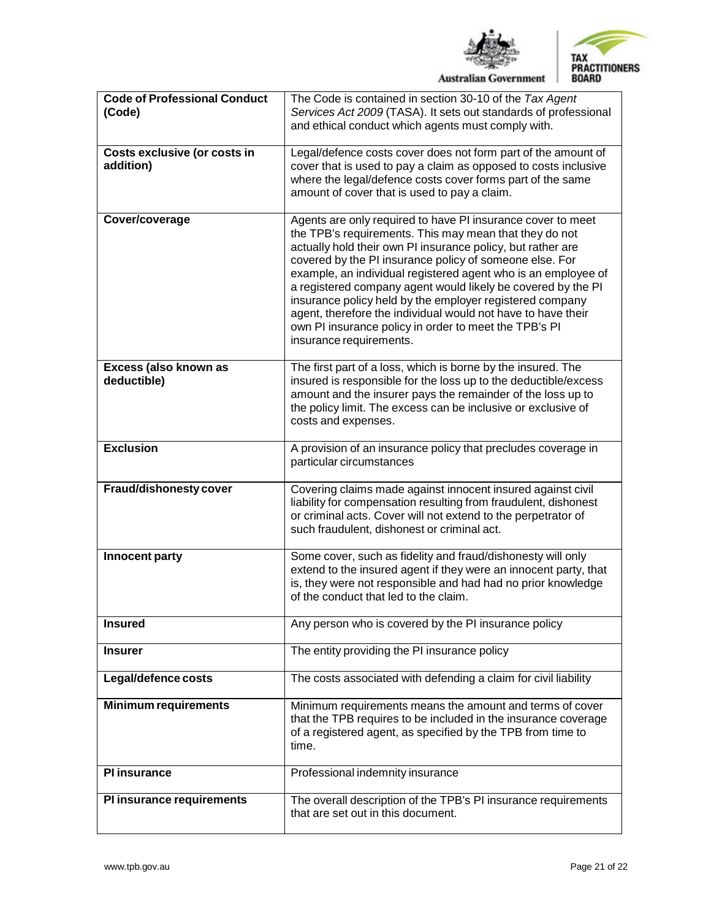| | |
|---|---|
| **Code of Professional Conduct (Code)** | The Code is contained in section 30-10 of the *Tax Agent Services Act 2009* (TASA). It sets out standards of professional and ethical conduct which agents must comply with. |
| **Costs exclusive (or costs in addition)** | Legal/defence costs cover does not form part of the amount of cover that is used to pay a claim as opposed to costs inclusive where the legal/defence costs cover forms part of the same amount of cover that is used to pay a claim. |
| **Cover/coverage** | Agents are only required to have PI insurance cover to meet the TPB's requirements. This may mean that they do not actually hold their own PI insurance policy, but rather are covered by the PI insurance policy of someone else. For example, an individual registered agent who is an employee of a registered company agent would likely be covered by the PI insurance policy held by the employer registered company agent, therefore the individual would not have to have their own PI insurance policy in order to meet the TPB's PI insurance requirements. |
| **Excess (also known as deductible)** | The first part of a loss, which is borne by the insured. The insured is responsible for the loss up to the deductible/excess amount and the insurer pays the remainder of the loss up to the policy limit. The excess can be inclusive or exclusive of costs and expenses. |
| **Exclusion** | A provision of an insurance policy that precludes coverage in particular circumstances |
| **Fraud/dishonesty cover** | Covering claims made against innocent insured against civil liability for compensation resulting from fraudulent, dishonest or criminal acts. Cover will not extend to the perpetrator of such fraudulent, dishonest or criminal act. |
| **Innocent party** | Some cover, such as fidelity and fraud/dishonesty will only extend to the insured agent if they were an innocent party, that is, they were not responsible and had had no prior knowledge of the conduct that led to the claim. |
| **Insured** | Any person who is covered by the PI insurance policy |
| **Insurer** | The entity providing the PI insurance policy |
| **Legal/defence costs** | The costs associated with defending a claim for civil liability |
| **Minimum requirements** | Minimum requirements means the amount and terms of cover that the TPB requires to be included in the insurance coverage of a registered agent, as specified by the TPB from time to time. |
| **PI insurance** | Professional indemnity insurance |
| **PI insurance requirements** | The overall description of the TPB's PI insurance requirements that are set out in this document. |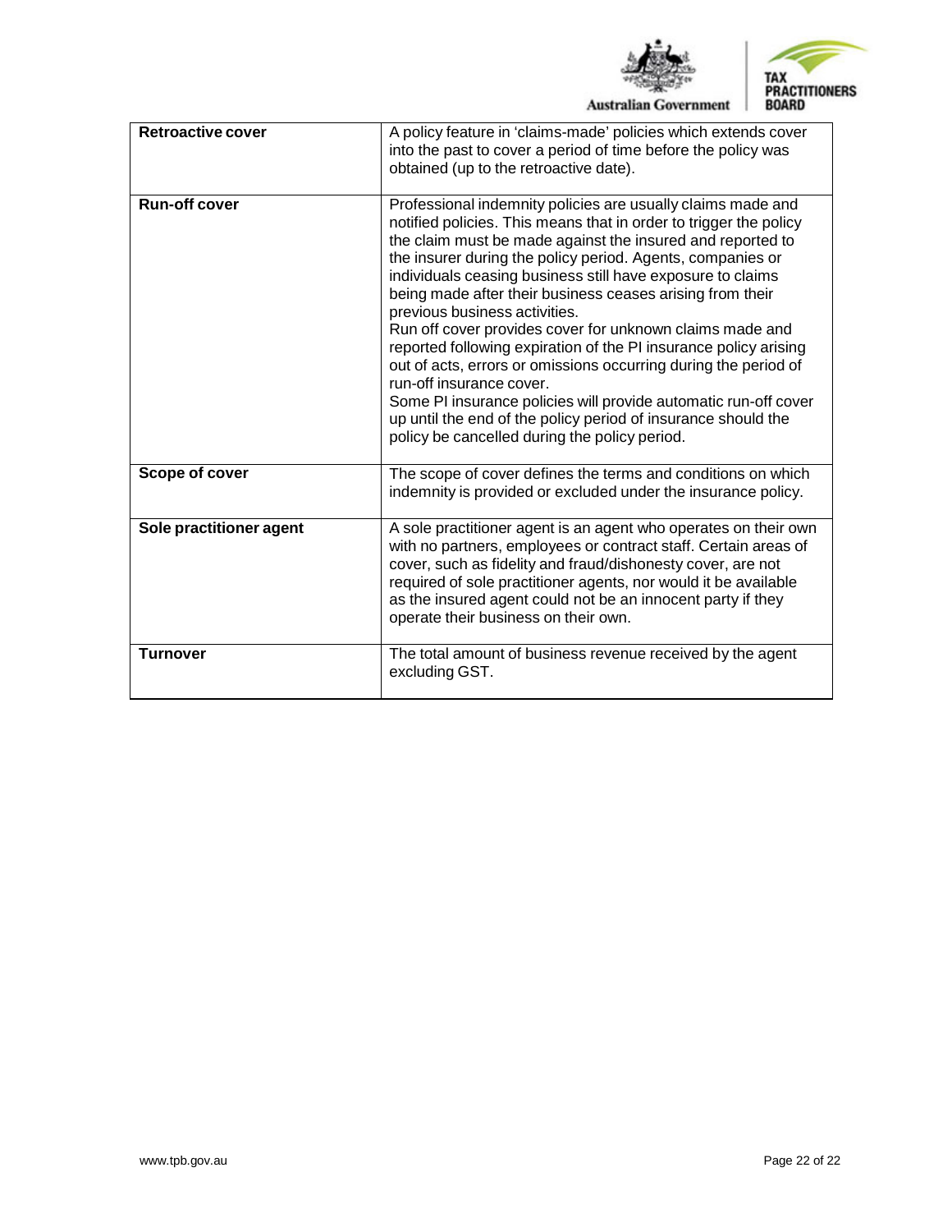| | |
|---|---|
| **Retroactive cover** | A policy feature in 'claims-made' policies which extends cover into the past to cover a period of time before the policy was obtained (up to the retroactive date). |
| **Run-off cover** | Professional indemnity policies are usually claims made and notified policies. This means that in order to trigger the policy the claim must be made against the insured and reported to the insurer during the policy period. Agents, companies or individuals ceasing business still have exposure to claims being made after their business ceases arising from their previous business activities.<br>Run off cover provides cover for unknown claims made and reported following expiration of the PI insurance policy arising out of acts, errors or omissions occurring during the period of run-off insurance cover.<br>Some PI insurance policies will provide automatic run-off cover up until the end of the policy period of insurance should the policy be cancelled during the policy period. |
| **Scope of cover** | The scope of cover defines the terms and conditions on which indemnity is provided or excluded under the insurance policy. |
| **Sole practitioner agent** | A sole practitioner agent is an agent who operates on their own with no partners, employees or contract staff. Certain areas of cover, such as fidelity and fraud/dishonesty cover, are not required of sole practitioner agents, nor would it be available as the insured agent could not be an innocent party if they operate their business on their own. |
| **Turnover** | The total amount of business revenue received by the agent excluding GST. |